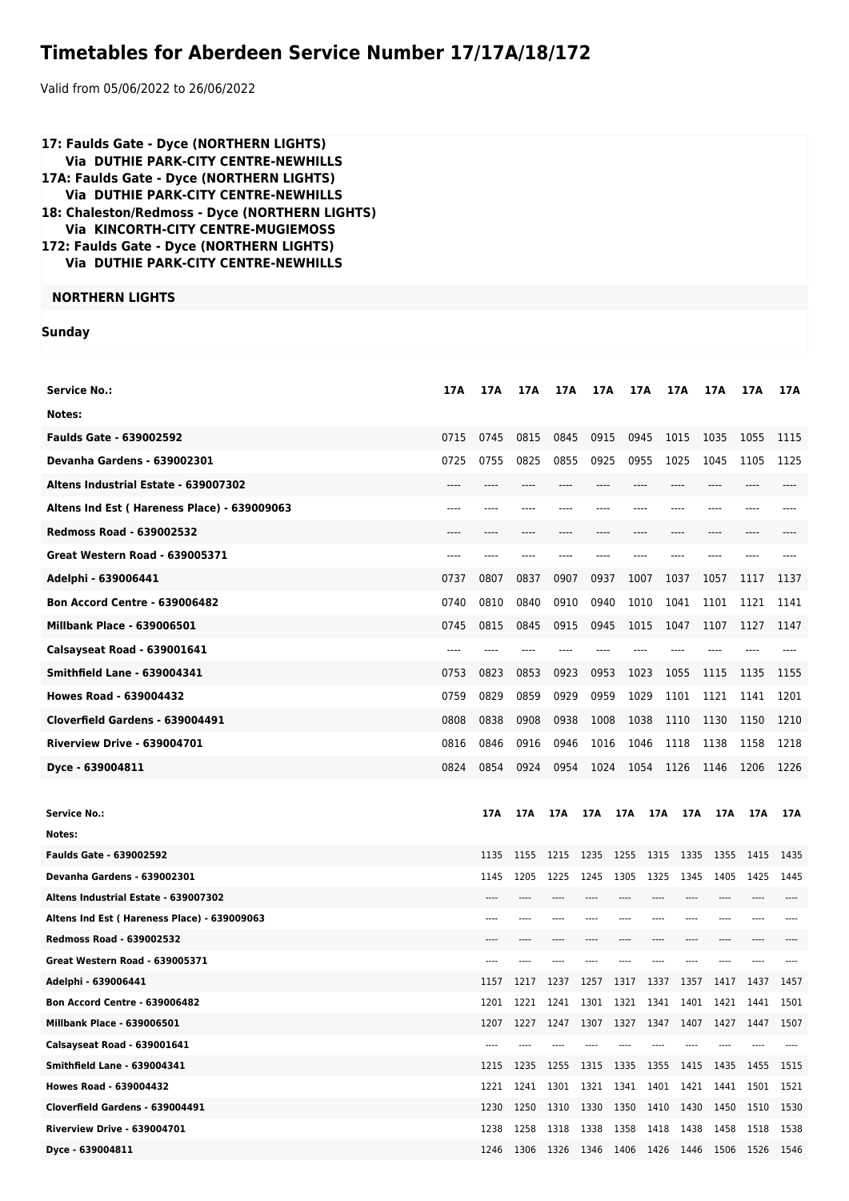# Timetables for Aberdeen Service Number 17/17A/18/172

Valid from 05/06/2022 to 26/06/2022

**17: Faulds Gate - Dyce (NORTHERN LIGHTS)**
**Via DUTHIE PARK-CITY CENTRE-NEWHILLS**
**17A: Faulds Gate - Dyce (NORTHERN LIGHTS)**
**Via DUTHIE PARK-CITY CENTRE-NEWHILLS**
**18: Chaleston/Redmoss - Dyce (NORTHERN LIGHTS)**
**Via KINCORTH-CITY CENTRE-MUGIEMOSS**
**172: Faulds Gate - Dyce (NORTHERN LIGHTS)**
**Via DUTHIE PARK-CITY CENTRE-NEWHILLS**

**NORTHERN LIGHTS**

**Sunday**

| Service No.: | 17A | 17A | 17A | 17A | 17A | 17A | 17A | 17A | 17A | 17A |
|---|---|---|---|---|---|---|---|---|---|---|
| Notes: | | | | | | | | | | |
| Faulds Gate - 639002592 | 0715 | 0745 | 0815 | 0845 | 0915 | 0945 | 1015 | 1035 | 1055 | 1115 |
| Devanha Gardens - 639002301 | 0725 | 0755 | 0825 | 0855 | 0925 | 0955 | 1025 | 1045 | 1105 | 1125 |
| Altens Industrial Estate - 639007302 | ---- | ---- | ---- | ---- | ---- | ---- | ---- | ---- | ---- | ---- |
| Altens Ind Est ( Hareness Place) - 639009063 | ---- | ---- | ---- | ---- | ---- | ---- | ---- | ---- | ---- | ---- |
| Redmoss Road - 639002532 | ---- | ---- | ---- | ---- | ---- | ---- | ---- | ---- | ---- | ---- |
| Great Western Road - 639005371 | ---- | ---- | ---- | ---- | ---- | ---- | ---- | ---- | ---- | ---- |
| Adelphi - 639006441 | 0737 | 0807 | 0837 | 0907 | 0937 | 1007 | 1037 | 1057 | 1117 | 1137 |
| Bon Accord Centre - 639006482 | 0740 | 0810 | 0840 | 0910 | 0940 | 1010 | 1041 | 1101 | 1121 | 1141 |
| Millbank Place - 639006501 | 0745 | 0815 | 0845 | 0915 | 0945 | 1015 | 1047 | 1107 | 1127 | 1147 |
| Calsayseat Road - 639001641 | ---- | ---- | ---- | ---- | ---- | ---- | ---- | ---- | ---- | ---- |
| Smithfield Lane - 639004341 | 0753 | 0823 | 0853 | 0923 | 0953 | 1023 | 1055 | 1115 | 1135 | 1155 |
| Howes Road - 639004432 | 0759 | 0829 | 0859 | 0929 | 0959 | 1029 | 1101 | 1121 | 1141 | 1201 |
| Cloverfield Gardens - 639004491 | 0808 | 0838 | 0908 | 0938 | 1008 | 1038 | 1110 | 1130 | 1150 | 1210 |
| Riverview Drive - 639004701 | 0816 | 0846 | 0916 | 0946 | 1016 | 1046 | 1118 | 1138 | 1158 | 1218 |
| Dyce - 639004811 | 0824 | 0854 | 0924 | 0954 | 1024 | 1054 | 1126 | 1146 | 1206 | 1226 |

| Service No.: | 17A | 17A | 17A | 17A | 17A | 17A | 17A | 17A | 17A | 17A |
|---|---|---|---|---|---|---|---|---|---|---|
| Notes: | | | | | | | | | | |
| Faulds Gate - 639002592 | 1135 | 1155 | 1215 | 1235 | 1255 | 1315 | 1335 | 1355 | 1415 | 1435 |
| Devanha Gardens - 639002301 | 1145 | 1205 | 1225 | 1245 | 1305 | 1325 | 1345 | 1405 | 1425 | 1445 |
| Altens Industrial Estate - 639007302 | ---- | ---- | ---- | ---- | ---- | ---- | ---- | ---- | ---- | ---- |
| Altens Ind Est ( Hareness Place) - 639009063 | ---- | ---- | ---- | ---- | ---- | ---- | ---- | ---- | ---- | ---- |
| Redmoss Road - 639002532 | ---- | ---- | ---- | ---- | ---- | ---- | ---- | ---- | ---- | ---- |
| Great Western Road - 639005371 | ---- | ---- | ---- | ---- | ---- | ---- | ---- | ---- | ---- | ---- |
| Adelphi - 639006441 | 1157 | 1217 | 1237 | 1257 | 1317 | 1337 | 1357 | 1417 | 1437 | 1457 |
| Bon Accord Centre - 639006482 | 1201 | 1221 | 1241 | 1301 | 1321 | 1341 | 1401 | 1421 | 1441 | 1501 |
| Millbank Place - 639006501 | 1207 | 1227 | 1247 | 1307 | 1327 | 1347 | 1407 | 1427 | 1447 | 1507 |
| Calsayseat Road - 639001641 | ---- | ---- | ---- | ---- | ---- | ---- | ---- | ---- | ---- | ---- |
| Smithfield Lane - 639004341 | 1215 | 1235 | 1255 | 1315 | 1335 | 1355 | 1415 | 1435 | 1455 | 1515 |
| Howes Road - 639004432 | 1221 | 1241 | 1301 | 1321 | 1341 | 1401 | 1421 | 1441 | 1501 | 1521 |
| Cloverfield Gardens - 639004491 | 1230 | 1250 | 1310 | 1330 | 1350 | 1410 | 1430 | 1450 | 1510 | 1530 |
| Riverview Drive - 639004701 | 1238 | 1258 | 1318 | 1338 | 1358 | 1418 | 1438 | 1458 | 1518 | 1538 |
| Dyce - 639004811 | 1246 | 1306 | 1326 | 1346 | 1406 | 1426 | 1446 | 1506 | 1526 | 1546 |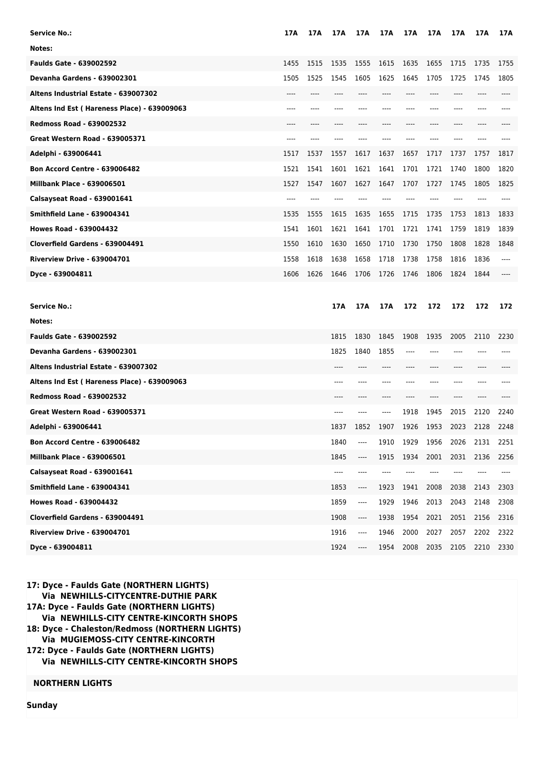| Service No.: | 17A | 17A | 17A | 17A | 17A | 17A | 17A | 17A | 17A | 17A |
|---|---|---|---|---|---|---|---|---|---|---|
| Notes: | | | | | | | | | | |
| Faulds Gate - 639002592 | 1455 | 1515 | 1535 | 1555 | 1615 | 1635 | 1655 | 1715 | 1735 | 1755 |
| Devanha Gardens - 639002301 | 1505 | 1525 | 1545 | 1605 | 1625 | 1645 | 1705 | 1725 | 1745 | 1805 |
| Altens Industrial Estate - 639007302 | ---- | ---- | ---- | ---- | ---- | ---- | ---- | ---- | ---- | ---- |
| Altens Ind Est ( Hareness Place) - 639009063 | ---- | ---- | ---- | ---- | ---- | ---- | ---- | ---- | ---- | ---- |
| Redmoss Road - 639002532 | ---- | ---- | ---- | ---- | ---- | ---- | ---- | ---- | ---- | ---- |
| Great Western Road - 639005371 | ---- | ---- | ---- | ---- | ---- | ---- | ---- | ---- | ---- | ---- |
| Adelphi - 639006441 | 1517 | 1537 | 1557 | 1617 | 1637 | 1657 | 1717 | 1737 | 1757 | 1817 |
| Bon Accord Centre - 639006482 | 1521 | 1541 | 1601 | 1621 | 1641 | 1701 | 1721 | 1740 | 1800 | 1820 |
| Millbank Place - 639006501 | 1527 | 1547 | 1607 | 1627 | 1647 | 1707 | 1727 | 1745 | 1805 | 1825 |
| Calsayseat Road - 639001641 | ---- | ---- | ---- | ---- | ---- | ---- | ---- | ---- | ---- | ---- |
| Smithfield Lane - 639004341 | 1535 | 1555 | 1615 | 1635 | 1655 | 1715 | 1735 | 1753 | 1813 | 1833 |
| Howes Road - 639004432 | 1541 | 1601 | 1621 | 1641 | 1701 | 1721 | 1741 | 1759 | 1819 | 1839 |
| Cloverfield Gardens - 639004491 | 1550 | 1610 | 1630 | 1650 | 1710 | 1730 | 1750 | 1808 | 1828 | 1848 |
| Riverview Drive - 639004701 | 1558 | 1618 | 1638 | 1658 | 1718 | 1738 | 1758 | 1816 | 1836 | ---- |
| Dyce - 639004811 | 1606 | 1626 | 1646 | 1706 | 1726 | 1746 | 1806 | 1824 | 1844 | ---- |

| Service No.: | 17A | 17A | 17A | 172 | 172 | 172 | 172 | 172 |
|---|---|---|---|---|---|---|---|---|
| Notes: | | | | | | | | |
| Faulds Gate - 639002592 | 1815 | 1830 | 1845 | 1908 | 1935 | 2005 | 2110 | 2230 |
| Devanha Gardens - 639002301 | 1825 | 1840 | 1855 | ---- | ---- | ---- | ---- | ---- |
| Altens Industrial Estate - 639007302 | ---- | ---- | ---- | ---- | ---- | ---- | ---- | ---- |
| Altens Ind Est ( Hareness Place) - 639009063 | ---- | ---- | ---- | ---- | ---- | ---- | ---- | ---- |
| Redmoss Road - 639002532 | ---- | ---- | ---- | ---- | ---- | ---- | ---- | ---- |
| Great Western Road - 639005371 | ---- | ---- | ---- | 1918 | 1945 | 2015 | 2120 | 2240 |
| Adelphi - 639006441 | 1837 | 1852 | 1907 | 1926 | 1953 | 2023 | 2128 | 2248 |
| Bon Accord Centre - 639006482 | 1840 | ---- | 1910 | 1929 | 1956 | 2026 | 2131 | 2251 |
| Millbank Place - 639006501 | 1845 | ---- | 1915 | 1934 | 2001 | 2031 | 2136 | 2256 |
| Calsayseat Road - 639001641 | ---- | ---- | ---- | ---- | ---- | ---- | ---- | ---- |
| Smithfield Lane - 639004341 | 1853 | ---- | 1923 | 1941 | 2008 | 2038 | 2143 | 2303 |
| Howes Road - 639004432 | 1859 | ---- | 1929 | 1946 | 2013 | 2043 | 2148 | 2308 |
| Cloverfield Gardens - 639004491 | 1908 | ---- | 1938 | 1954 | 2021 | 2051 | 2156 | 2316 |
| Riverview Drive - 639004701 | 1916 | ---- | 1946 | 2000 | 2027 | 2057 | 2202 | 2322 |
| Dyce - 639004811 | 1924 | ---- | 1954 | 2008 | 2035 | 2105 | 2210 | 2330 |

**17: Dyce - Faulds Gate (NORTHERN LIGHTS)**
**Via NEWHILLS-CITYCENTRE-DUTHIE PARK**
**17A: Dyce - Faulds Gate (NORTHERN LIGHTS)**
**Via NEWHILLS-CITY CENTRE-KINCORTH SHOPS**
**18: Dyce - Chaleston/Redmoss (NORTHERN LIGHTS)**
**Via MUGIEMOSS-CITY CENTRE-KINCORTH**
**172: Dyce - Faulds Gate (NORTHERN LIGHTS)**
**Via NEWHILLS-CITY CENTRE-KINCORTH SHOPS**

**NORTHERN LIGHTS**

**Sunday**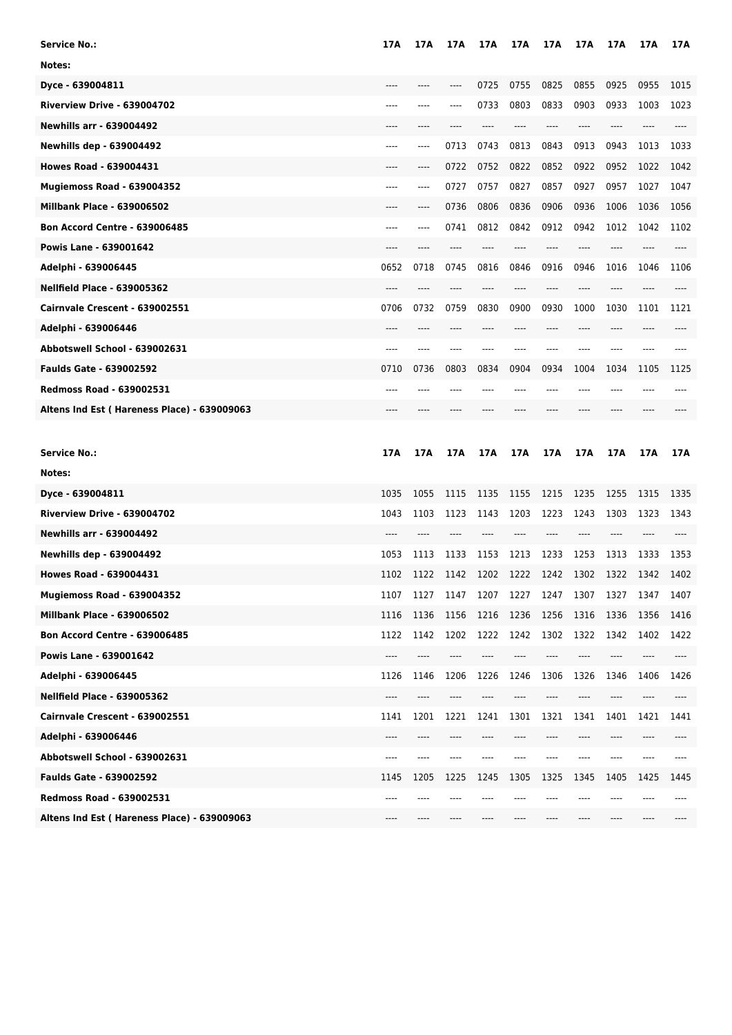| Service No.: | 17A | 17A | 17A | 17A | 17A | 17A | 17A | 17A | 17A | 17A |
|---|---|---|---|---|---|---|---|---|---|---|
| Notes: | | | | | | | | | | |
| Dyce - 639004811 | ---- | ---- | ---- | 0725 | 0755 | 0825 | 0855 | 0925 | 0955 | 1015 |
| Riverview Drive - 639004702 | ---- | ---- | ---- | 0733 | 0803 | 0833 | 0903 | 0933 | 1003 | 1023 |
| Newhills arr - 639004492 | ---- | ---- | ---- | ---- | ---- | ---- | ---- | ---- | ---- | ---- |
| Newhills dep - 639004492 | ---- | ---- | 0713 | 0743 | 0813 | 0843 | 0913 | 0943 | 1013 | 1033 |
| Howes Road - 639004431 | ---- | ---- | 0722 | 0752 | 0822 | 0852 | 0922 | 0952 | 1022 | 1042 |
| Mugiemoss Road - 639004352 | ---- | ---- | 0727 | 0757 | 0827 | 0857 | 0927 | 0957 | 1027 | 1047 |
| Millbank Place - 639006502 | ---- | ---- | 0736 | 0806 | 0836 | 0906 | 0936 | 1006 | 1036 | 1056 |
| Bon Accord Centre - 639006485 | ---- | ---- | 0741 | 0812 | 0842 | 0912 | 0942 | 1012 | 1042 | 1102 |
| Powis Lane - 639001642 | ---- | ---- | ---- | ---- | ---- | ---- | ---- | ---- | ---- | ---- |
| Adelphi - 639006445 | 0652 | 0718 | 0745 | 0816 | 0846 | 0916 | 0946 | 1016 | 1046 | 1106 |
| Nellfield Place - 639005362 | ---- | ---- | ---- | ---- | ---- | ---- | ---- | ---- | ---- | ---- |
| Cairnvale Crescent - 639002551 | 0706 | 0732 | 0759 | 0830 | 0900 | 0930 | 1000 | 1030 | 1101 | 1121 |
| Adelphi - 639006446 | ---- | ---- | ---- | ---- | ---- | ---- | ---- | ---- | ---- | ---- |
| Abbotswell School - 639002631 | ---- | ---- | ---- | ---- | ---- | ---- | ---- | ---- | ---- | ---- |
| Faulds Gate - 639002592 | 0710 | 0736 | 0803 | 0834 | 0904 | 0934 | 1004 | 1034 | 1105 | 1125 |
| Redmoss Road - 639002531 | ---- | ---- | ---- | ---- | ---- | ---- | ---- | ---- | ---- | ---- |
| Altens Ind Est ( Hareness Place) - 639009063 | ---- | ---- | ---- | ---- | ---- | ---- | ---- | ---- | ---- | ---- |

| Service No.: | 17A | 17A | 17A | 17A | 17A | 17A | 17A | 17A | 17A | 17A |
|---|---|---|---|---|---|---|---|---|---|---|
| Notes: | | | | | | | | | | |
| Dyce - 639004811 | 1035 | 1055 | 1115 | 1135 | 1155 | 1215 | 1235 | 1255 | 1315 | 1335 |
| Riverview Drive - 639004702 | 1043 | 1103 | 1123 | 1143 | 1203 | 1223 | 1243 | 1303 | 1323 | 1343 |
| Newhills arr - 639004492 | ---- | ---- | ---- | ---- | ---- | ---- | ---- | ---- | ---- | ---- |
| Newhills dep - 639004492 | 1053 | 1113 | 1133 | 1153 | 1213 | 1233 | 1253 | 1313 | 1333 | 1353 |
| Howes Road - 639004431 | 1102 | 1122 | 1142 | 1202 | 1222 | 1242 | 1302 | 1322 | 1342 | 1402 |
| Mugiemoss Road - 639004352 | 1107 | 1127 | 1147 | 1207 | 1227 | 1247 | 1307 | 1327 | 1347 | 1407 |
| Millbank Place - 639006502 | 1116 | 1136 | 1156 | 1216 | 1236 | 1256 | 1316 | 1336 | 1356 | 1416 |
| Bon Accord Centre - 639006485 | 1122 | 1142 | 1202 | 1222 | 1242 | 1302 | 1322 | 1342 | 1402 | 1422 |
| Powis Lane - 639001642 | ---- | ---- | ---- | ---- | ---- | ---- | ---- | ---- | ---- | ---- |
| Adelphi - 639006445 | 1126 | 1146 | 1206 | 1226 | 1246 | 1306 | 1326 | 1346 | 1406 | 1426 |
| Nellfield Place - 639005362 | ---- | ---- | ---- | ---- | ---- | ---- | ---- | ---- | ---- | ---- |
| Cairnvale Crescent - 639002551 | 1141 | 1201 | 1221 | 1241 | 1301 | 1321 | 1341 | 1401 | 1421 | 1441 |
| Adelphi - 639006446 | ---- | ---- | ---- | ---- | ---- | ---- | ---- | ---- | ---- | ---- |
| Abbotswell School - 639002631 | ---- | ---- | ---- | ---- | ---- | ---- | ---- | ---- | ---- | ---- |
| Faulds Gate - 639002592 | 1145 | 1205 | 1225 | 1245 | 1305 | 1325 | 1345 | 1405 | 1425 | 1445 |
| Redmoss Road - 639002531 | ---- | ---- | ---- | ---- | ---- | ---- | ---- | ---- | ---- | ---- |
| Altens Ind Est ( Hareness Place) - 639009063 | ---- | ---- | ---- | ---- | ---- | ---- | ---- | ---- | ---- | ---- |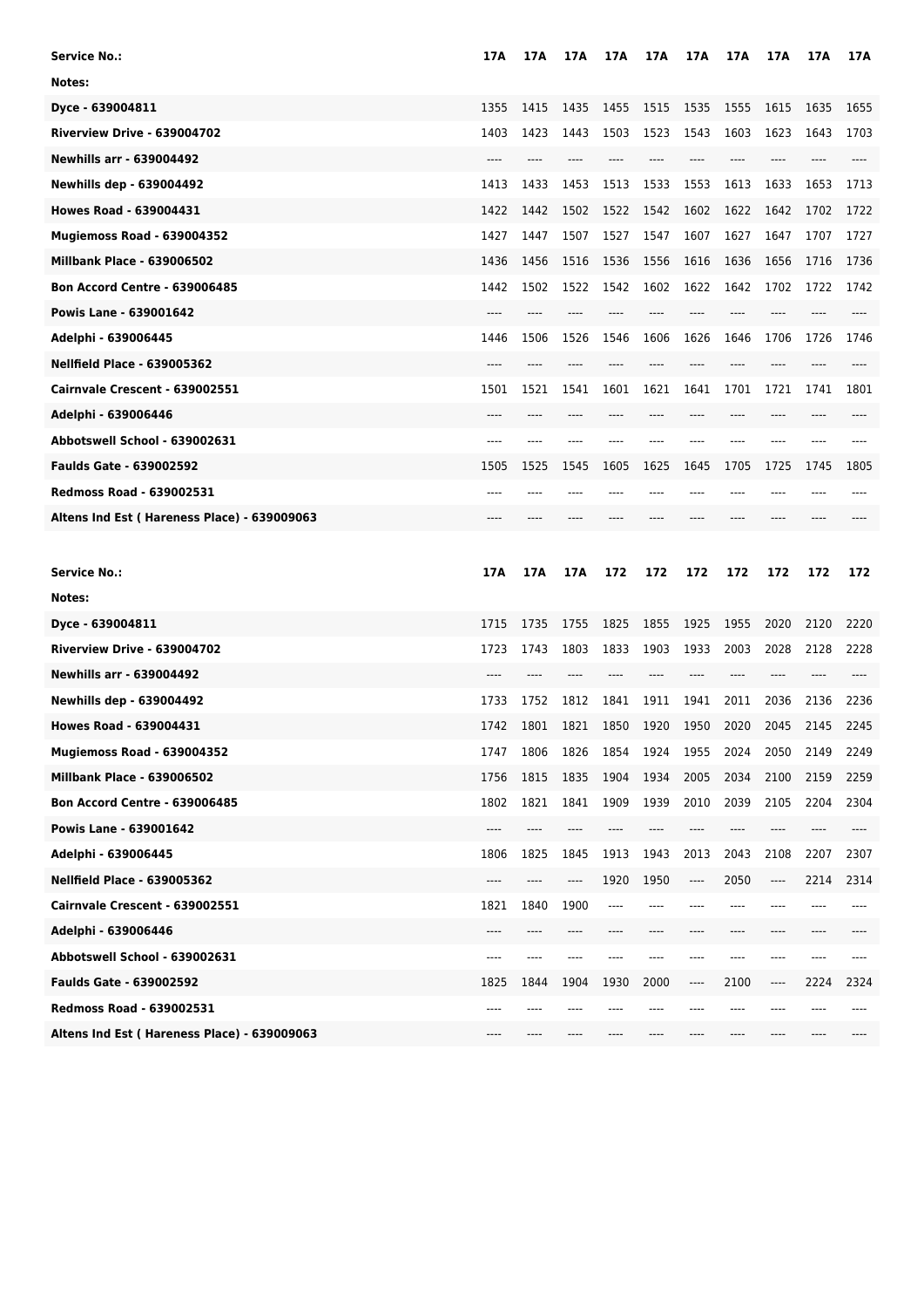| Service No.: | 17A | 17A | 17A | 17A | 17A | 17A | 17A | 17A | 17A | 17A |
|---|---|---|---|---|---|---|---|---|---|---|
| Notes: | | | | | | | | | | |
| Dyce - 639004811 | 1355 | 1415 | 1435 | 1455 | 1515 | 1535 | 1555 | 1615 | 1635 | 1655 |
| Riverview Drive - 639004702 | 1403 | 1423 | 1443 | 1503 | 1523 | 1543 | 1603 | 1623 | 1643 | 1703 |
| Newhills arr - 639004492 | ---- | ---- | ---- | ---- | ---- | ---- | ---- | ---- | ---- | ---- |
| Newhills dep - 639004492 | 1413 | 1433 | 1453 | 1513 | 1533 | 1553 | 1613 | 1633 | 1653 | 1713 |
| Howes Road - 639004431 | 1422 | 1442 | 1502 | 1522 | 1542 | 1602 | 1622 | 1642 | 1702 | 1722 |
| Mugiemoss Road - 639004352 | 1427 | 1447 | 1507 | 1527 | 1547 | 1607 | 1627 | 1647 | 1707 | 1727 |
| Millbank Place - 639006502 | 1436 | 1456 | 1516 | 1536 | 1556 | 1616 | 1636 | 1656 | 1716 | 1736 |
| Bon Accord Centre - 639006485 | 1442 | 1502 | 1522 | 1542 | 1602 | 1622 | 1642 | 1702 | 1722 | 1742 |
| Powis Lane - 639001642 | ---- | ---- | ---- | ---- | ---- | ---- | ---- | ---- | ---- | ---- |
| Adelphi - 639006445 | 1446 | 1506 | 1526 | 1546 | 1606 | 1626 | 1646 | 1706 | 1726 | 1746 |
| Nellfield Place - 639005362 | ---- | ---- | ---- | ---- | ---- | ---- | ---- | ---- | ---- | ---- |
| Cairnvale Crescent - 639002551 | 1501 | 1521 | 1541 | 1601 | 1621 | 1641 | 1701 | 1721 | 1741 | 1801 |
| Adelphi - 639006446 | ---- | ---- | ---- | ---- | ---- | ---- | ---- | ---- | ---- | ---- |
| Abbotswell School - 639002631 | ---- | ---- | ---- | ---- | ---- | ---- | ---- | ---- | ---- | ---- |
| Faulds Gate - 639002592 | 1505 | 1525 | 1545 | 1605 | 1625 | 1645 | 1705 | 1725 | 1745 | 1805 |
| Redmoss Road - 639002531 | ---- | ---- | ---- | ---- | ---- | ---- | ---- | ---- | ---- | ---- |
| Altens Ind Est ( Hareness Place) - 639009063 | ---- | ---- | ---- | ---- | ---- | ---- | ---- | ---- | ---- | ---- |

| Service No.: | 17A | 17A | 17A | 172 | 172 | 172 | 172 | 172 | 172 | 172 |
|---|---|---|---|---|---|---|---|---|---|---|
| Notes: | | | | | | | | | | |
| Dyce - 639004811 | 1715 | 1735 | 1755 | 1825 | 1855 | 1925 | 1955 | 2020 | 2120 | 2220 |
| Riverview Drive - 639004702 | 1723 | 1743 | 1803 | 1833 | 1903 | 1933 | 2003 | 2028 | 2128 | 2228 |
| Newhills arr - 639004492 | ---- | ---- | ---- | ---- | ---- | ---- | ---- | ---- | ---- | ---- |
| Newhills dep - 639004492 | 1733 | 1752 | 1812 | 1841 | 1911 | 1941 | 2011 | 2036 | 2136 | 2236 |
| Howes Road - 639004431 | 1742 | 1801 | 1821 | 1850 | 1920 | 1950 | 2020 | 2045 | 2145 | 2245 |
| Mugiemoss Road - 639004352 | 1747 | 1806 | 1826 | 1854 | 1924 | 1955 | 2024 | 2050 | 2149 | 2249 |
| Millbank Place - 639006502 | 1756 | 1815 | 1835 | 1904 | 1934 | 2005 | 2034 | 2100 | 2159 | 2259 |
| Bon Accord Centre - 639006485 | 1802 | 1821 | 1841 | 1909 | 1939 | 2010 | 2039 | 2105 | 2204 | 2304 |
| Powis Lane - 639001642 | ---- | ---- | ---- | ---- | ---- | ---- | ---- | ---- | ---- | ---- |
| Adelphi - 639006445 | 1806 | 1825 | 1845 | 1913 | 1943 | 2013 | 2043 | 2108 | 2207 | 2307 |
| Nellfield Place - 639005362 | ---- | ---- | ---- | 1920 | 1950 | ---- | 2050 | ---- | 2214 | 2314 |
| Cairnvale Crescent - 639002551 | 1821 | 1840 | 1900 | ---- | ---- | ---- | ---- | ---- | ---- | ---- |
| Adelphi - 639006446 | ---- | ---- | ---- | ---- | ---- | ---- | ---- | ---- | ---- | ---- |
| Abbotswell School - 639002631 | ---- | ---- | ---- | ---- | ---- | ---- | ---- | ---- | ---- | ---- |
| Faulds Gate - 639002592 | 1825 | 1844 | 1904 | 1930 | 2000 | ---- | 2100 | ---- | 2224 | 2324 |
| Redmoss Road - 639002531 | ---- | ---- | ---- | ---- | ---- | ---- | ---- | ---- | ---- | ---- |
| Altens Ind Est ( Hareness Place) - 639009063 | ---- | ---- | ---- | ---- | ---- | ---- | ---- | ---- | ---- | ---- |